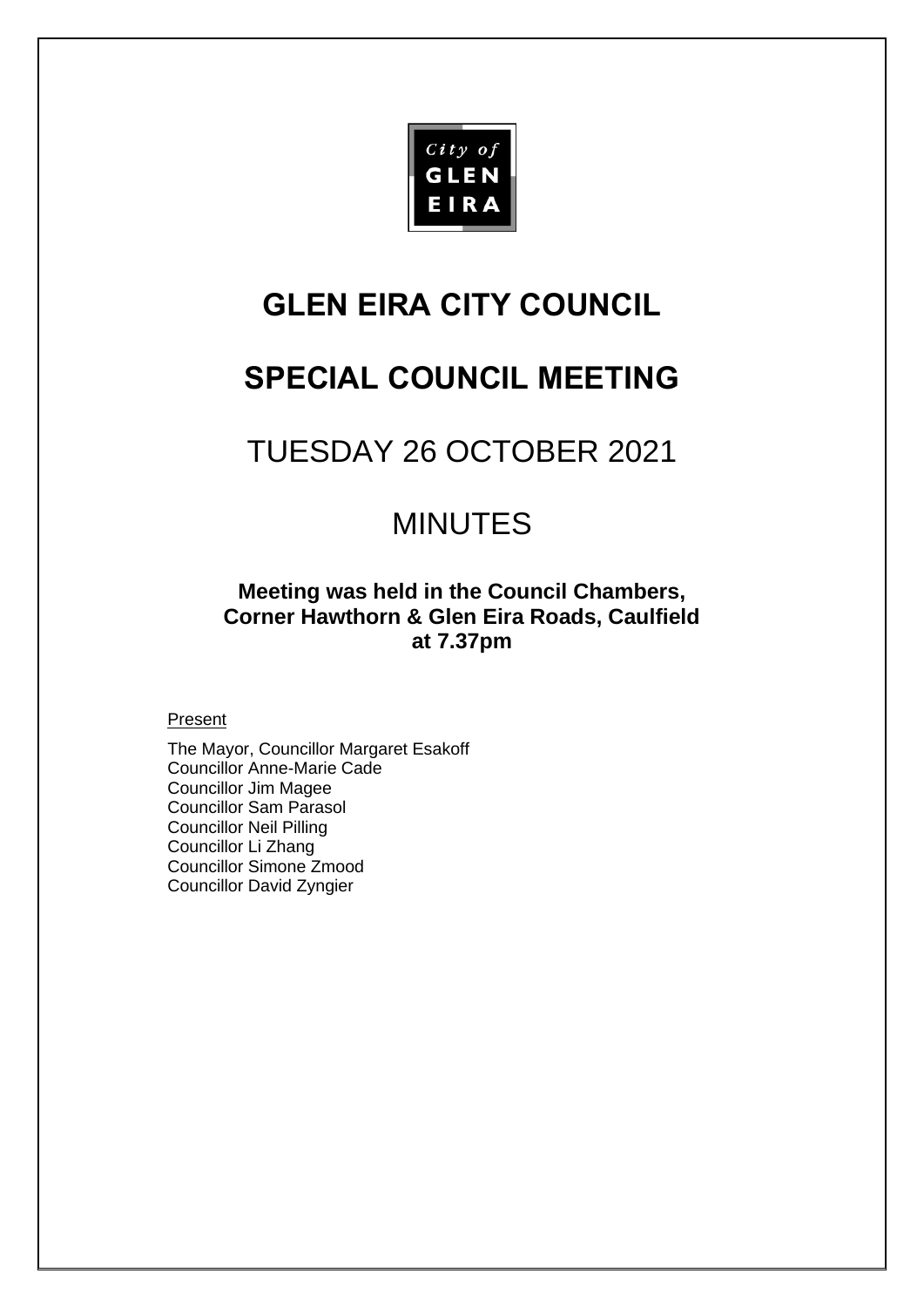City of GLEN EIRA

# GLEN EIRA CITY COUNCIL

# SPECIAL COUNCIL MEETING

## TUESDAY 26 OCTOBER 2021

## MINUTES

**Meeting was held in the Council Chambers, Corner Hawthorn & Glen Eira Roads, Caulfield at 7.37pm**

Present

The Mayor, Councillor Margaret Esakoff
Councillor Anne-Marie Cade
Councillor Jim Magee
Councillor Sam Parasol
Councillor Neil Pilling
Councillor Li Zhang
Councillor Simone Zmood
Councillor David Zyngier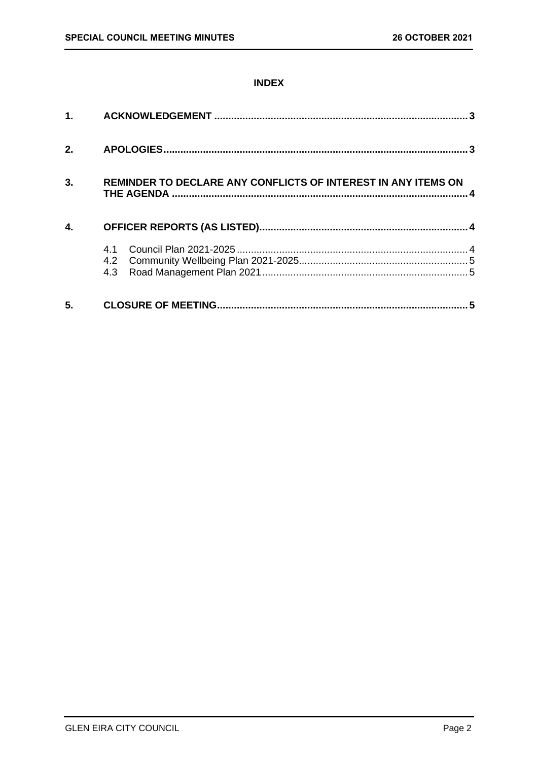## INDEX

| | | |
|---|---|---|
| **1.** | **ACKNOWLEDGEMENT** | **3** |
| **2.** | **APOLOGIES** | **3** |
| **3.** | **REMINDER TO DECLARE ANY CONFLICTS OF INTEREST IN ANY ITEMS ON THE AGENDA** | **4** |
| **4.** | **OFFICER REPORTS (AS LISTED)** | **4** |
| | 4.1 Council Plan 2021-2025 | 4 |
| | 4.2 Community Wellbeing Plan 2021-2025 | 5 |
| | 4.3 Road Management Plan 2021 | 5 |
| **5.** | **CLOSURE OF MEETING** | **5** |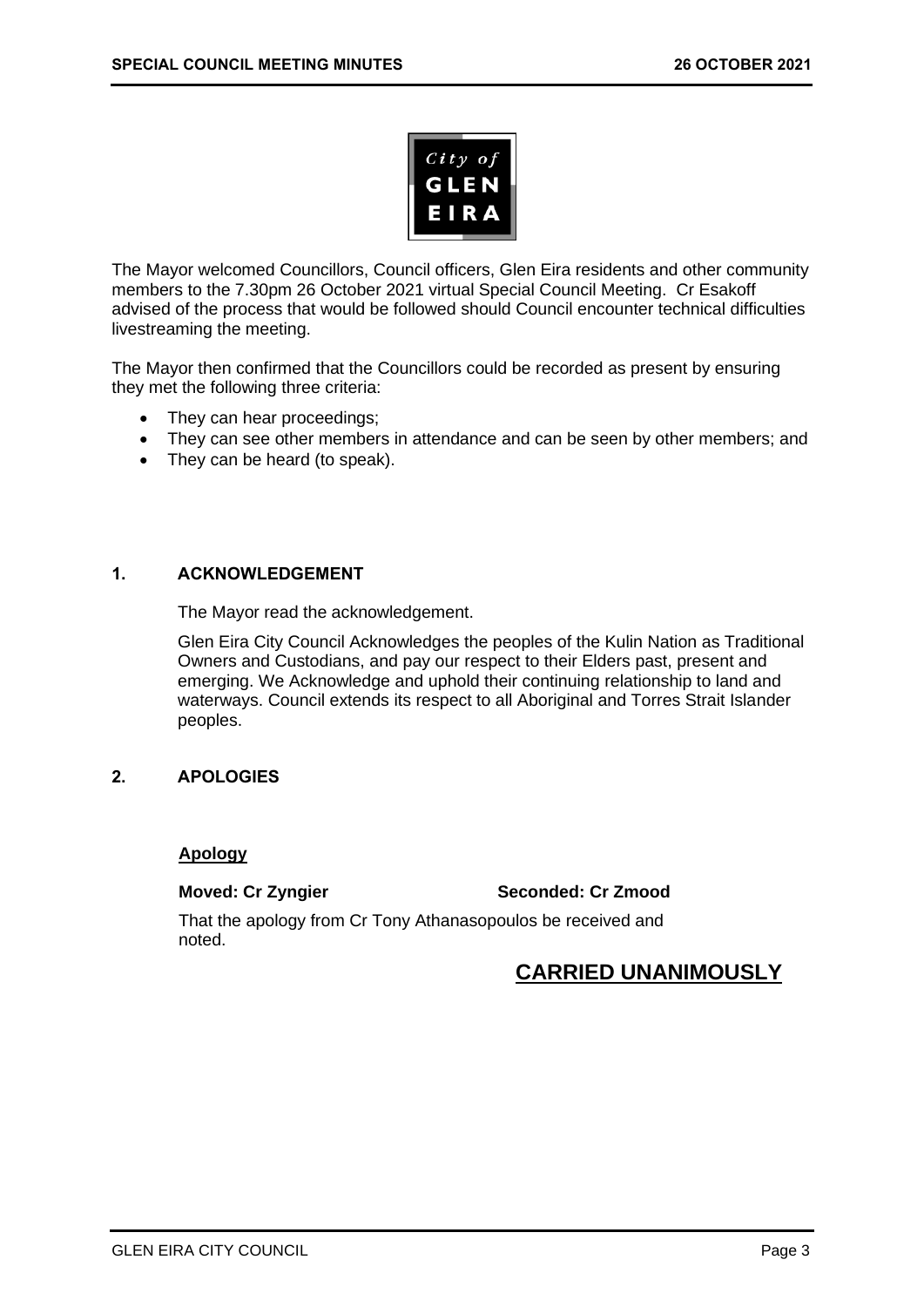The Mayor welcomed Councillors, Council officers, Glen Eira residents and other community members to the 7.30pm 26 October 2021 virtual Special Council Meeting. Cr Esakoff advised of the process that would be followed should Council encounter technical difficulties livestreaming the meeting.

The Mayor then confirmed that the Councillors could be recorded as present by ensuring they met the following three criteria:

- They can hear proceedings;
- They can see other members in attendance and can be seen by other members; and
- They can be heard (to speak).

## 1. ACKNOWLEDGEMENT

The Mayor read the acknowledgement.

Glen Eira City Council Acknowledges the peoples of the Kulin Nation as Traditional Owners and Custodians, and pay our respect to their Elders past, present and emerging. We Acknowledge and uphold their continuing relationship to land and waterways. Council extends its respect to all Aboriginal and Torres Strait Islander peoples.

## 2. APOLOGIES

**Apology**

**Moved: Cr Zyngier** **Seconded: Cr Zmood**

That the apology from Cr Tony Athanasopoulos be received and noted.

**CARRIED UNANIMOUSLY**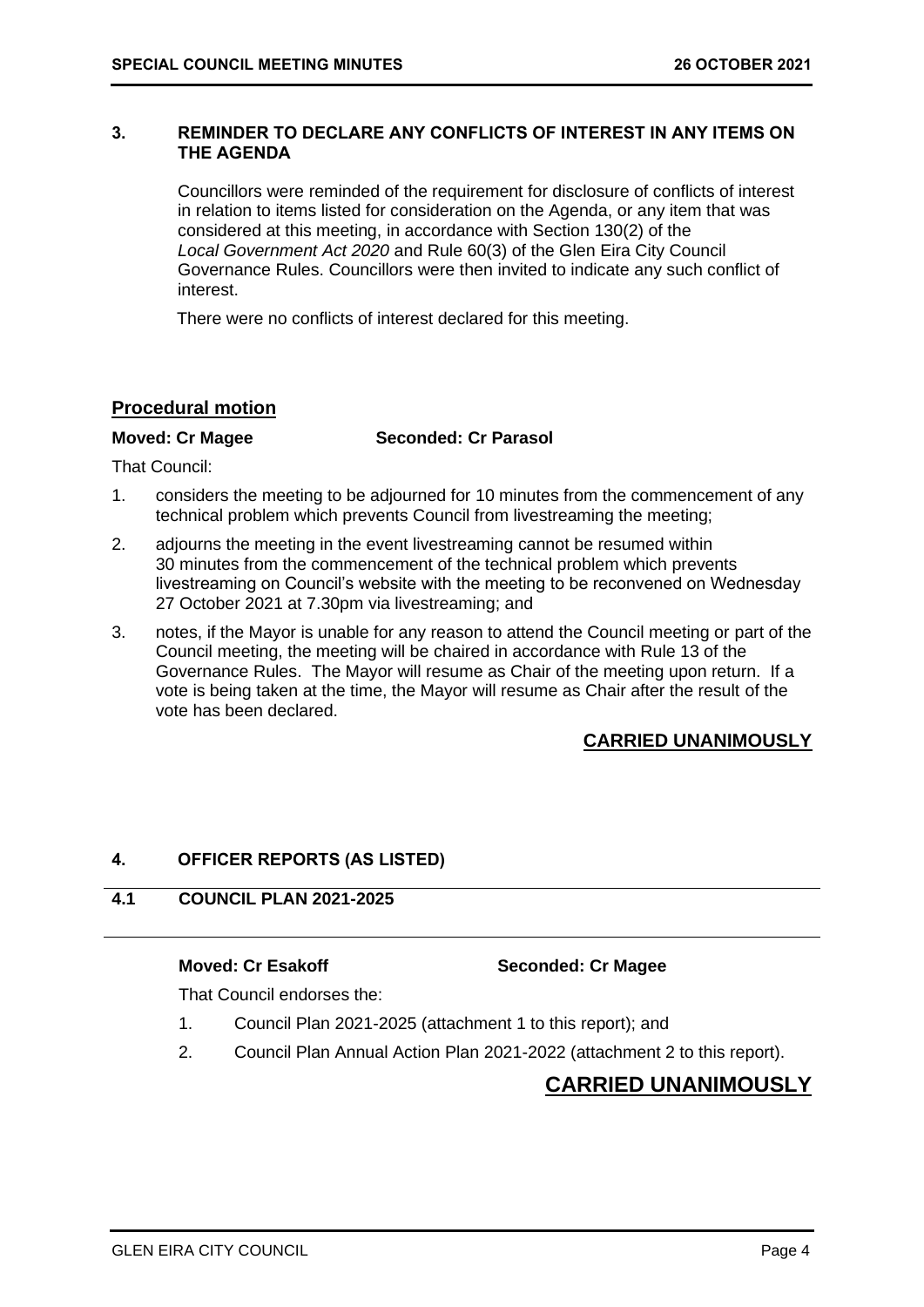## 3. REMINDER TO DECLARE ANY CONFLICTS OF INTEREST IN ANY ITEMS ON THE AGENDA

Councillors were reminded of the requirement for disclosure of conflicts of interest in relation to items listed for consideration on the Agenda, or any item that was considered at this meeting, in accordance with Section 130(2) of the *Local Government Act 2020* and Rule 60(3) of the Glen Eira City Council Governance Rules. Councillors were then invited to indicate any such conflict of interest.

There were no conflicts of interest declared for this meeting.

**Procedural motion**

**Moved: Cr Magee** **Seconded: Cr Parasol**

That Council:

1. considers the meeting to be adjourned for 10 minutes from the commencement of any technical problem which prevents Council from livestreaming the meeting;
2. adjourns the meeting in the event livestreaming cannot be resumed within 30 minutes from the commencement of the technical problem which prevents livestreaming on Council's website with the meeting to be reconvened on Wednesday 27 October 2021 at 7.30pm via livestreaming; and
3. notes, if the Mayor is unable for any reason to attend the Council meeting or part of the Council meeting, the meeting will be chaired in accordance with Rule 13 of the Governance Rules. The Mayor will resume as Chair of the meeting upon return. If a vote is being taken at the time, the Mayor will resume as Chair after the result of the vote has been declared.

**CARRIED UNANIMOUSLY**

## 4. OFFICER REPORTS (AS LISTED)

### 4.1 COUNCIL PLAN 2021-2025

**Moved: Cr Esakoff** **Seconded: Cr Magee**

That Council endorses the:

1. Council Plan 2021-2025 (attachment 1 to this report); and
2. Council Plan Annual Action Plan 2021-2022 (attachment 2 to this report).

**CARRIED UNANIMOUSLY**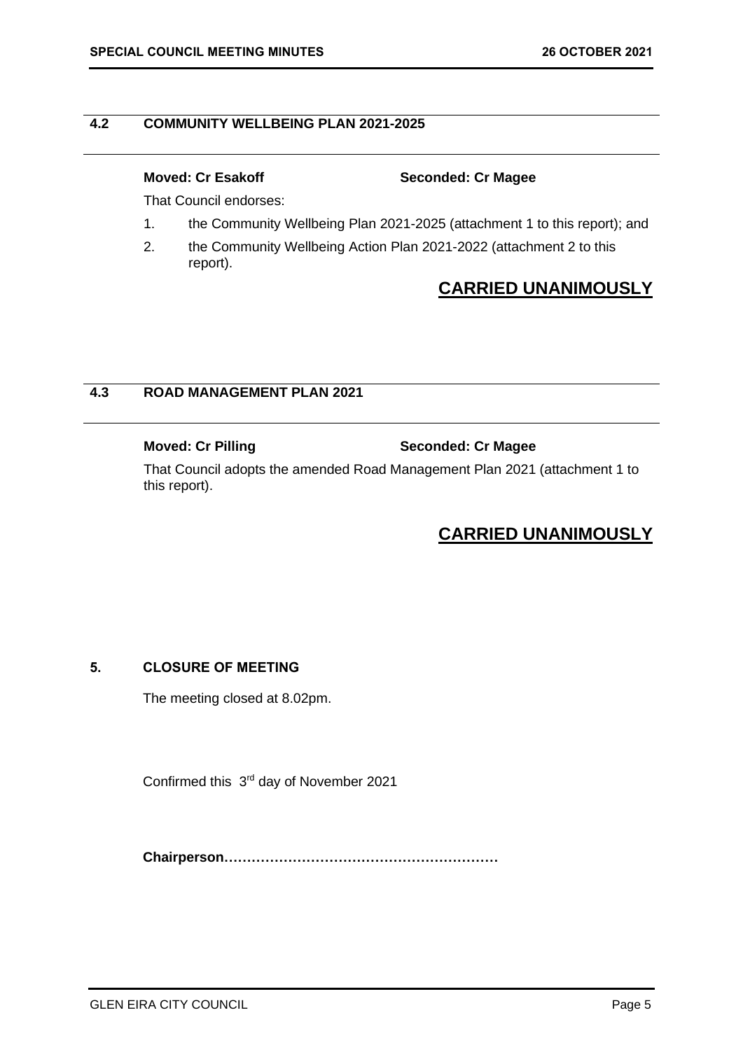## 4.2 COMMUNITY WELLBEING PLAN 2021-2025

**Moved: Cr Esakoff** **Seconded: Cr Magee**

That Council endorses:

1. the Community Wellbeing Plan 2021-2025 (attachment 1 to this report); and
2. the Community Wellbeing Action Plan 2021-2022 (attachment 2 to this report).

**CARRIED UNANIMOUSLY**

## 4.3 ROAD MANAGEMENT PLAN 2021

**Moved: Cr Pilling** **Seconded: Cr Magee**

That Council adopts the amended Road Management Plan 2021 (attachment 1 to this report).

**CARRIED UNANIMOUSLY**

## 5. CLOSURE OF MEETING

The meeting closed at 8.02pm.

Confirmed this 3rd day of November 2021

**Chairperson……………………………………………………**